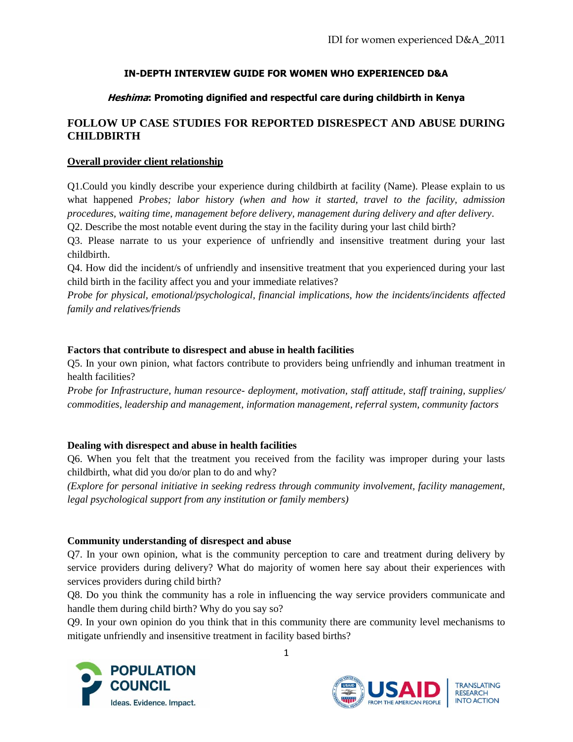## IN-DEPTH INTERVIEW GUIDE FOR WOMEN WHO EXPERIENCED D&A

### *Heshima*: Promoting dignified and respectful care during childbirth in Kenya

## FOLLOW UP CASE STUDIES FOR REPORTED DISRESPECT AND ABUSE DURING CHILDBIRTH

**Overall provider client relationship**

Q1.Could you kindly describe your experience during childbirth at facility (Name). Please explain to us what happened *Probes; labor history (when and how it started, travel to the facility, admission procedures, waiting time, management before delivery, management during delivery and after delivery*.

Q2. Describe the most notable event during the stay in the facility during your last child birth?

Q3. Please narrate to us your experience of unfriendly and insensitive treatment during your last childbirth.

Q4. How did the incident/s of unfriendly and insensitive treatment that you experienced during your last child birth in the facility affect you and your immediate relatives?

*Probe for physical, emotional/psychological, financial implications, how the incidents/incidents affected family and relatives/friends*

**Factors that contribute to disrespect and abuse in health facilities**

Q5. In your own pinion, what factors contribute to providers being unfriendly and inhuman treatment in health facilities?

*Probe for Infrastructure, human resource- deployment, motivation, staff attitude, staff training, supplies/ commodities, leadership and management, information management, referral system, community factors*

**Dealing with disrespect and abuse in health facilities**

Q6. When you felt that the treatment you received from the facility was improper during your lasts childbirth, what did you do/or plan to do and why?

*(Explore for personal initiative in seeking redress through community involvement, facility management, legal psychological support from any institution or family members)*

**Community understanding of disrespect and abuse**

Q7. In your own opinion, what is the community perception to care and treatment during delivery by service providers during delivery? What do majority of women here say about their experiences with services providers during child birth?

Q8. Do you think the community has a role in influencing the way service providers communicate and handle them during child birth? Why do you say so?

Q9. In your own opinion do you think that in this community there are community level mechanisms to mitigate unfriendly and insensitive treatment in facility based births?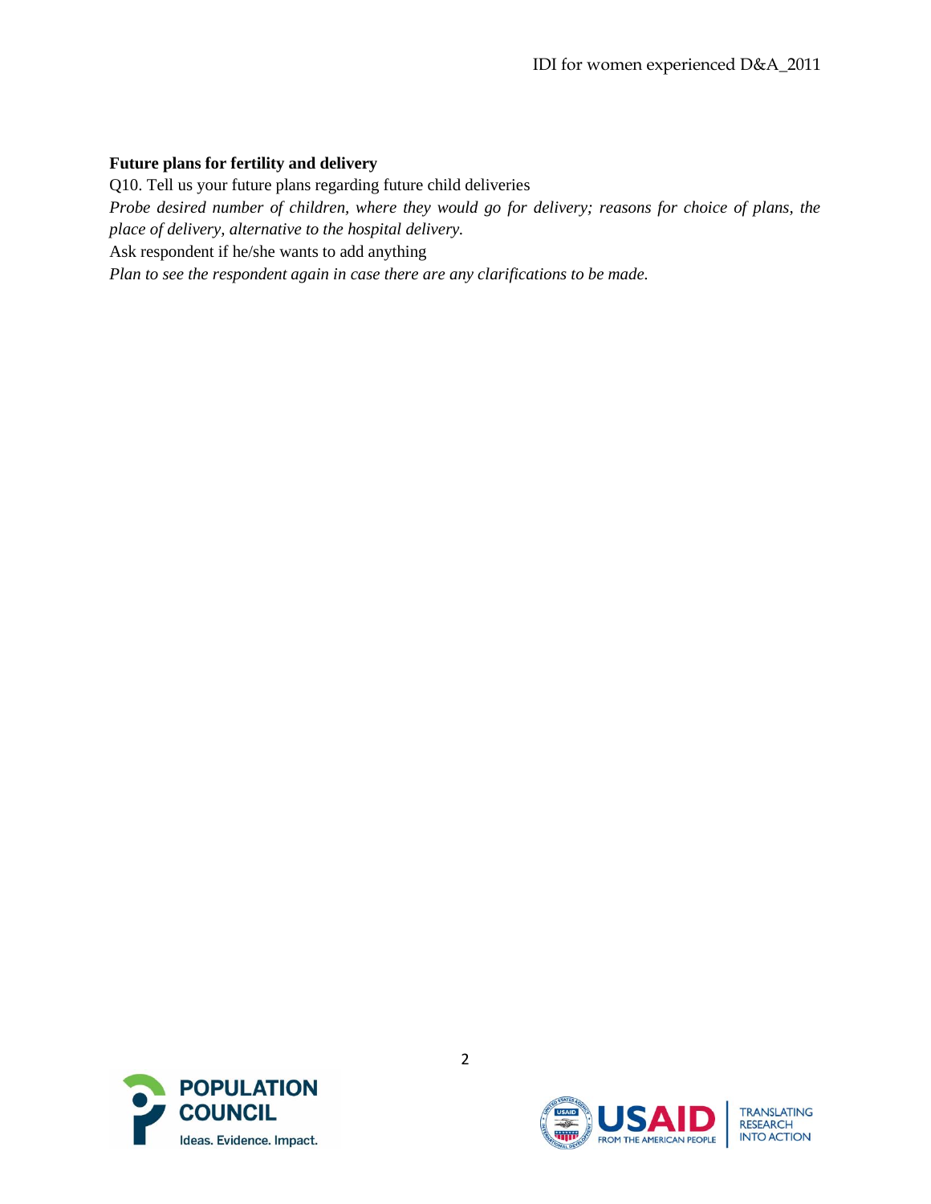**Future plans for fertility and delivery**

Q10. Tell us your future plans regarding future child deliveries

*Probe desired number of children, where they would go for delivery; reasons for choice of plans, the place of delivery, alternative to the hospital delivery.*

Ask respondent if he/she wants to add anything

*Plan to see the respondent again in case there are any clarifications to be made.*